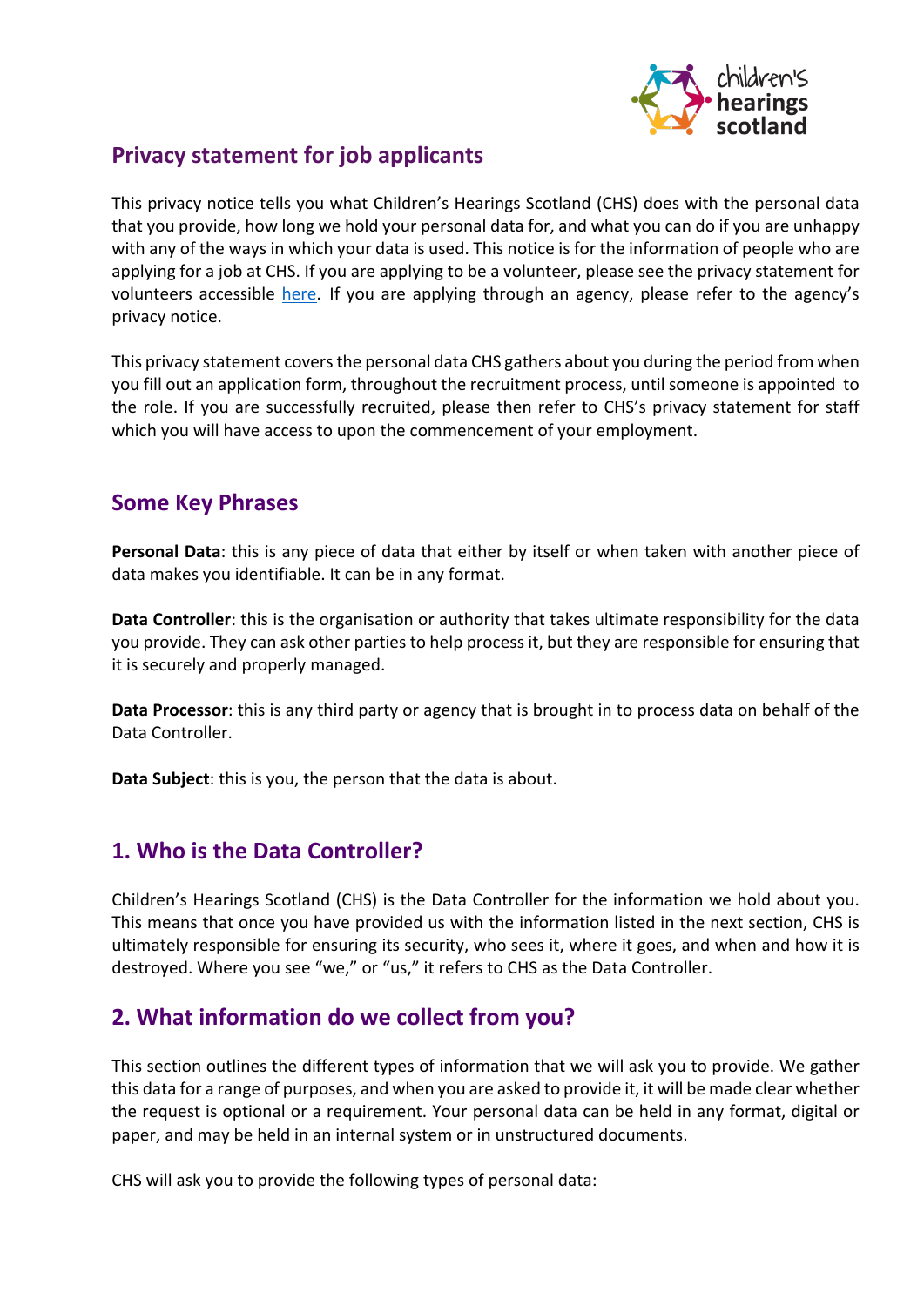# Privacy statement for job applicants

This privacy notice tells you what Children's Hearings Scotland (CHS) does with the personal data that you provide, how long we hold your personal data for, and what you can do if you are unhappy with any of the ways in which your data is used. This notice is for the information of people who are applying for a job at CHS. If you are applying to be a volunteer, please see the privacy statement for volunteers accessible here. If you are applying through an agency, please refer to the agency's privacy notice.

This privacy statement covers the personal data CHS gathers about you during the period from when you fill out an application form, throughout the recruitment process, until someone is appointed to the role. If you are successfully recruited, please then refer to CHS's privacy statement for staff which you will have access to upon the commencement of your employment.

## Some Key Phrases

**Personal Data**: this is any piece of data that either by itself or when taken with another piece of data makes you identifiable. It can be in any format.

**Data Controller**: this is the organisation or authority that takes ultimate responsibility for the data you provide. They can ask other parties to help process it, but they are responsible for ensuring that it is securely and properly managed.

**Data Processor**: this is any third party or agency that is brought in to process data on behalf of the Data Controller.

**Data Subject**: this is you, the person that the data is about.

## 1. Who is the Data Controller?

Children's Hearings Scotland (CHS) is the Data Controller for the information we hold about you. This means that once you have provided us with the information listed in the next section, CHS is ultimately responsible for ensuring its security, who sees it, where it goes, and when and how it is destroyed. Where you see "we," or "us," it refers to CHS as the Data Controller.

## 2. What information do we collect from you?

This section outlines the different types of information that we will ask you to provide. We gather this data for a range of purposes, and when you are asked to provide it, it will be made clear whether the request is optional or a requirement. Your personal data can be held in any format, digital or paper, and may be held in an internal system or in unstructured documents.

CHS will ask you to provide the following types of personal data: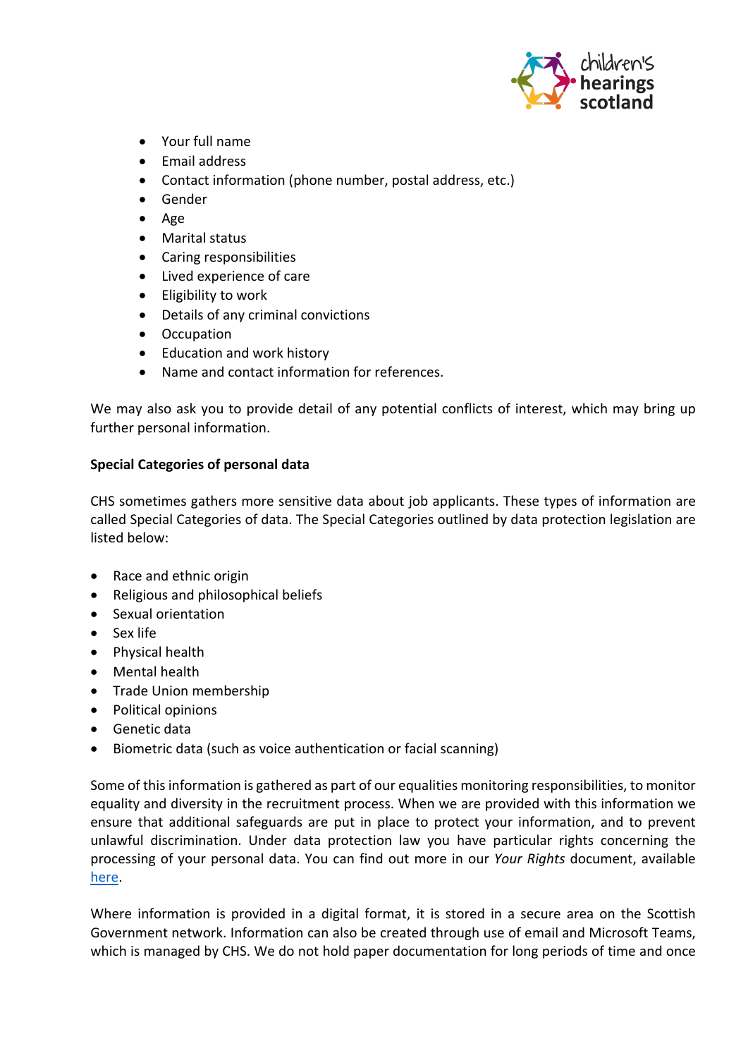- Your full name
- Email address
- Contact information (phone number, postal address, etc.)
- Gender
- Age
- Marital status
- Caring responsibilities
- Lived experience of care
- Eligibility to work
- Details of any criminal convictions
- Occupation
- Education and work history
- Name and contact information for references.

We may also ask you to provide detail of any potential conflicts of interest, which may bring up further personal information.

**Special Categories of personal data**

CHS sometimes gathers more sensitive data about job applicants. These types of information are called Special Categories of data. The Special Categories outlined by data protection legislation are listed below:

- Race and ethnic origin
- Religious and philosophical beliefs
- Sexual orientation
- Sex life
- Physical health
- Mental health
- Trade Union membership
- Political opinions
- Genetic data
- Biometric data (such as voice authentication or facial scanning)

Some of this information is gathered as part of our equalities monitoring responsibilities, to monitor equality and diversity in the recruitment process. When we are provided with this information we ensure that additional safeguards are put in place to protect your information, and to prevent unlawful discrimination. Under data protection law you have particular rights concerning the processing of your personal data. You can find out more in our *Your Rights* document, available here.

Where information is provided in a digital format, it is stored in a secure area on the Scottish Government network. Information can also be created through use of email and Microsoft Teams, which is managed by CHS. We do not hold paper documentation for long periods of time and once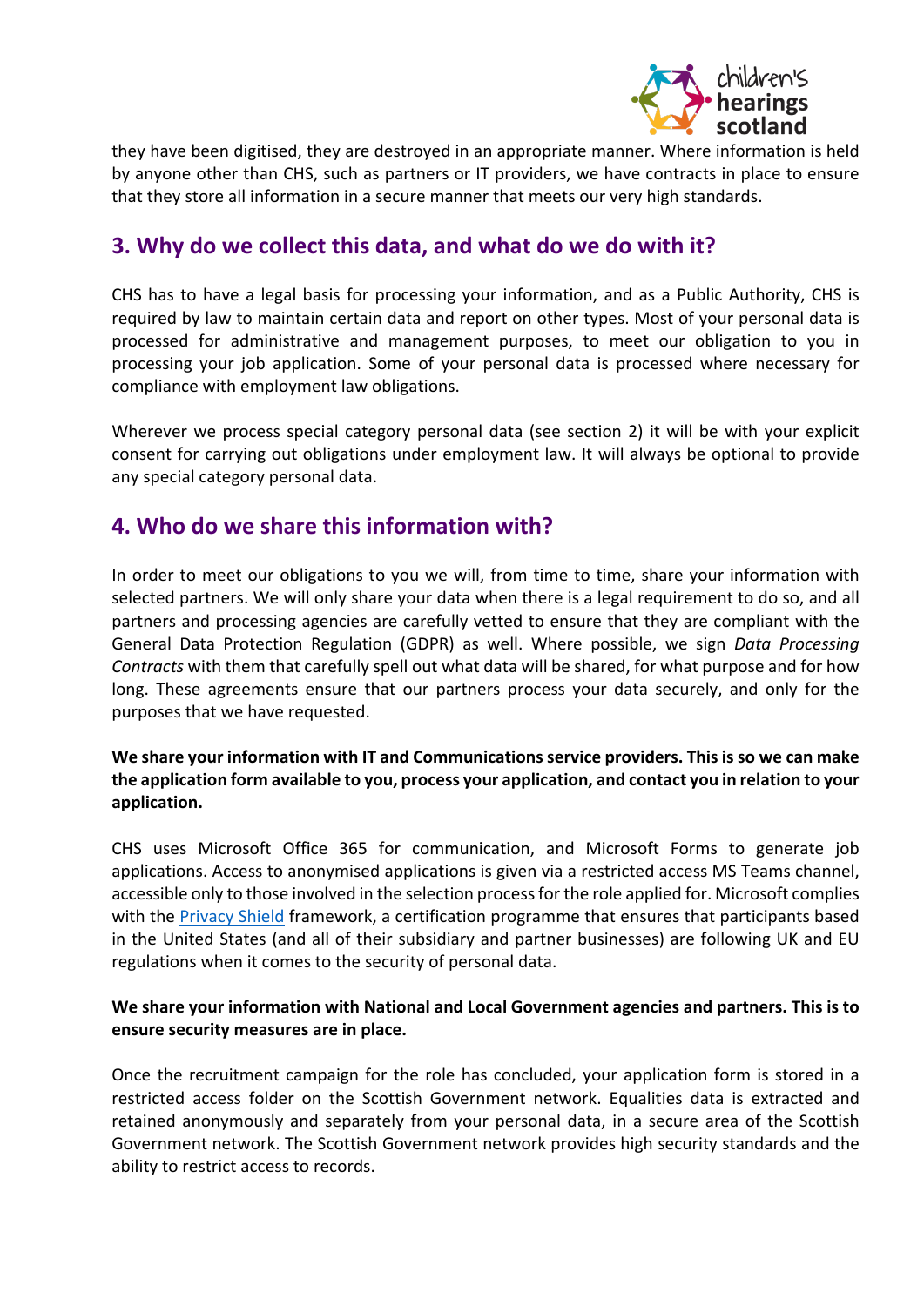they have been digitised, they are destroyed in an appropriate manner. Where information is held by anyone other than CHS, such as partners or IT providers, we have contracts in place to ensure that they store all information in a secure manner that meets our very high standards.

## 3. Why do we collect this data, and what do we do with it?

CHS has to have a legal basis for processing your information, and as a Public Authority, CHS is required by law to maintain certain data and report on other types. Most of your personal data is processed for administrative and management purposes, to meet our obligation to you in processing your job application. Some of your personal data is processed where necessary for compliance with employment law obligations.

Wherever we process special category personal data (see section 2) it will be with your explicit consent for carrying out obligations under employment law. It will always be optional to provide any special category personal data.

## 4. Who do we share this information with?

In order to meet our obligations to you we will, from time to time, share your information with selected partners. We will only share your data when there is a legal requirement to do so, and all partners and processing agencies are carefully vetted to ensure that they are compliant with the General Data Protection Regulation (GDPR) as well. Where possible, we sign *Data Processing Contracts* with them that carefully spell out what data will be shared, for what purpose and for how long. These agreements ensure that our partners process your data securely, and only for the purposes that we have requested.

**We share your information with IT and Communications service providers. This is so we can make the application form available to you, process your application, and contact you in relation to your application.**

CHS uses Microsoft Office 365 for communication, and Microsoft Forms to generate job applications. Access to anonymised applications is given via a restricted access MS Teams channel, accessible only to those involved in the selection process for the role applied for. Microsoft complies with the Privacy Shield framework, a certification programme that ensures that participants based in the United States (and all of their subsidiary and partner businesses) are following UK and EU regulations when it comes to the security of personal data.

**We share your information with National and Local Government agencies and partners. This is to ensure security measures are in place.**

Once the recruitment campaign for the role has concluded, your application form is stored in a restricted access folder on the Scottish Government network. Equalities data is extracted and retained anonymously and separately from your personal data, in a secure area of the Scottish Government network. The Scottish Government network provides high security standards and the ability to restrict access to records.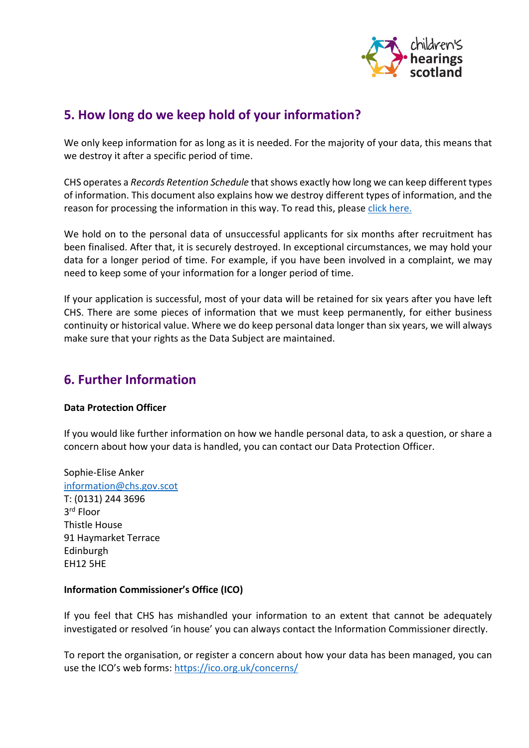## 5. How long do we keep hold of your information?

We only keep information for as long as it is needed. For the majority of your data, this means that we destroy it after a specific period of time.

CHS operates a *Records Retention Schedule* that shows exactly how long we can keep different types of information. This document also explains how we destroy different types of information, and the reason for processing the information in this way. To read this, please click here.

We hold on to the personal data of unsuccessful applicants for six months after recruitment has been finalised. After that, it is securely destroyed. In exceptional circumstances, we may hold your data for a longer period of time. For example, if you have been involved in a complaint, we may need to keep some of your information for a longer period of time.

If your application is successful, most of your data will be retained for six years after you have left CHS. There are some pieces of information that we must keep permanently, for either business continuity or historical value. Where we do keep personal data longer than six years, we will always make sure that your rights as the Data Subject are maintained.

## 6. Further Information

**Data Protection Officer**

If you would like further information on how we handle personal data, to ask a question, or share a concern about how your data is handled, you can contact our Data Protection Officer.

Sophie-Elise Anker
information@chs.gov.scot
T: (0131) 244 3696
3rd Floor
Thistle House
91 Haymarket Terrace
Edinburgh
EH12 5HE

**Information Commissioner's Office (ICO)**

If you feel that CHS has mishandled your information to an extent that cannot be adequately investigated or resolved 'in house' you can always contact the Information Commissioner directly.

To report the organisation, or register a concern about how your data has been managed, you can use the ICO's web forms: https://ico.org.uk/concerns/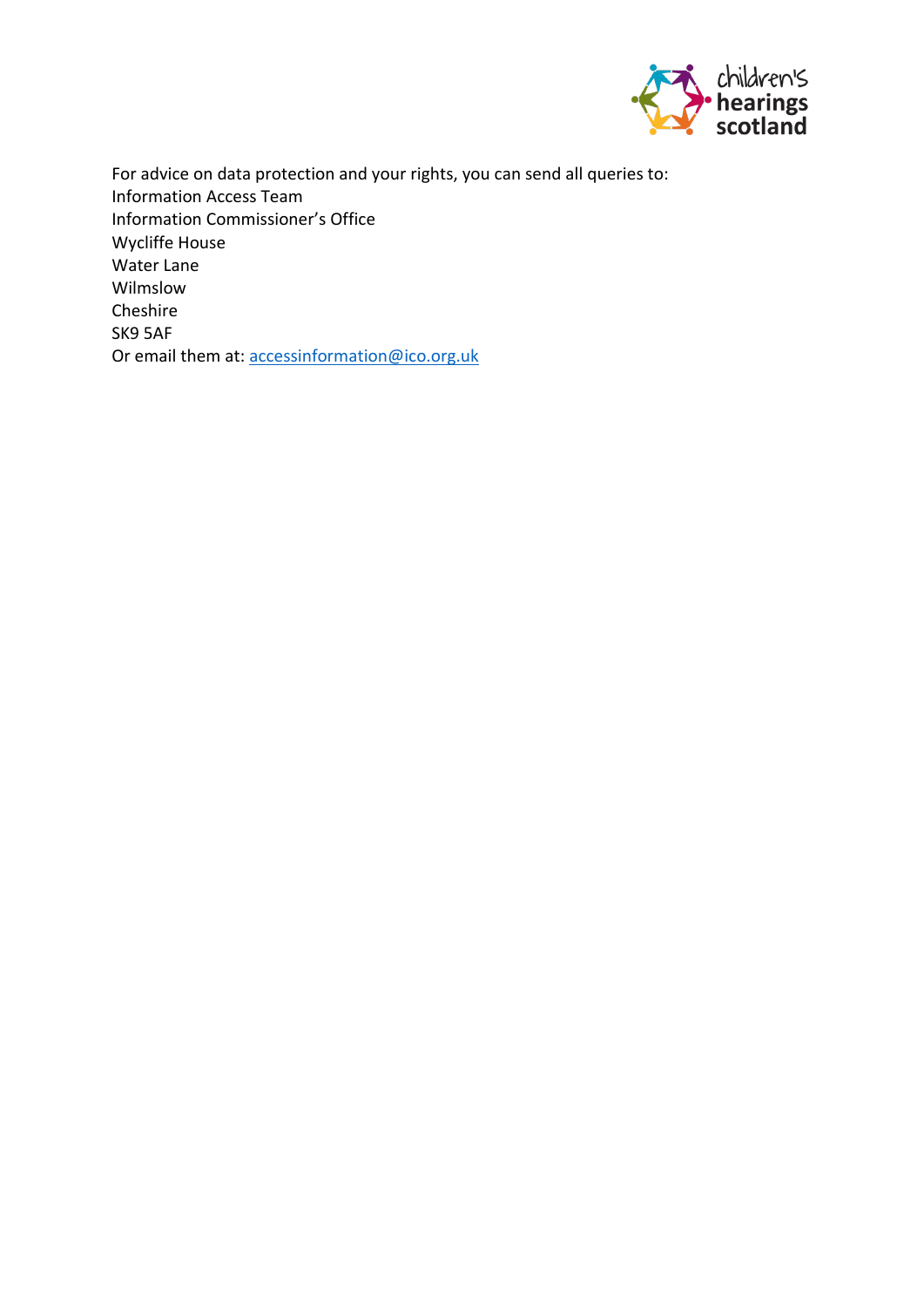For advice on data protection and your rights, you can send all queries to:
Information Access Team
Information Commissioner's Office
Wycliffe House
Water Lane
Wilmslow
Cheshire
SK9 5AF
Or email them at: accessinformation@ico.org.uk